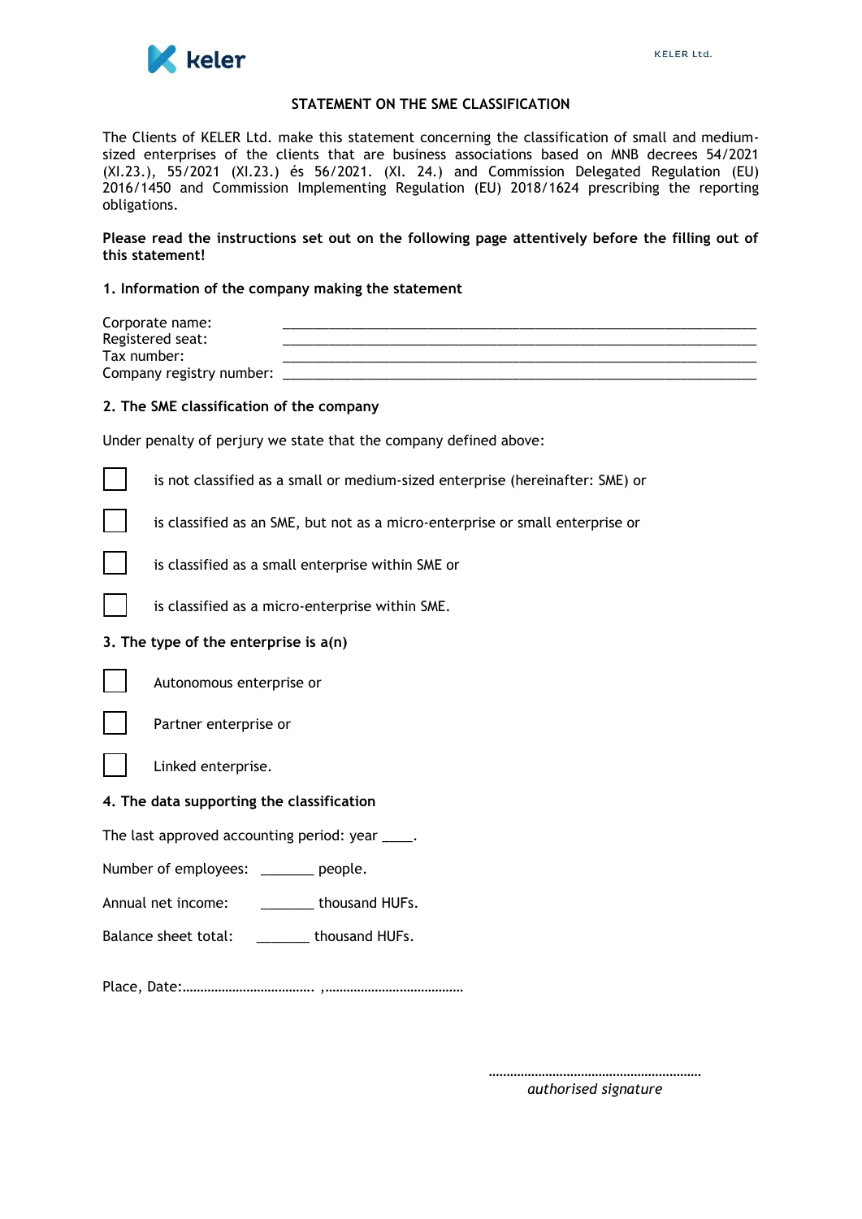# STATEMENT ON THE SME CLASSIFICATION

The Clients of KELER Ltd. make this statement concerning the classification of small and medium-sized enterprises of the clients that are business associations based on MNB decrees 54/2021 (XI.23.), 55/2021 (XI.23.) és 56/2021. (XI. 24.) and Commission Delegated Regulation (EU) 2016/1450 and Commission Implementing Regulation (EU) 2018/1624 prescribing the reporting obligations.

**Please read the instructions set out on the following page attentively before the filling out of this statement!**

## 1. Information of the company making the statement

Corporate name: ____________________________________________

Registered seat: ____________________________________________

Tax number: ____________________________________________

Company registry number: ____________________________________________

## 2. The SME classification of the company

Under penalty of perjury we state that the company defined above:

- ☐ is not classified as a small or medium-sized enterprise (hereinafter: SME) or
- ☐ is classified as an SME, but not as a micro-enterprise or small enterprise or
- ☐ is classified as a small enterprise within SME or
- ☐ is classified as a micro-enterprise within SME.

## 3. The type of the enterprise is a(n)

- ☐ Autonomous enterprise or
- ☐ Partner enterprise or
- ☐ Linked enterprise.

## 4. The data supporting the classification

The last approved accounting period: year ____.

Number of employees: _______ people.

Annual net income: _______ thousand HUFs.

Balance sheet total: _______ thousand HUFs.

Place, Date:………………………………. ,…………………………………

…………………………………………………

*authorised signature*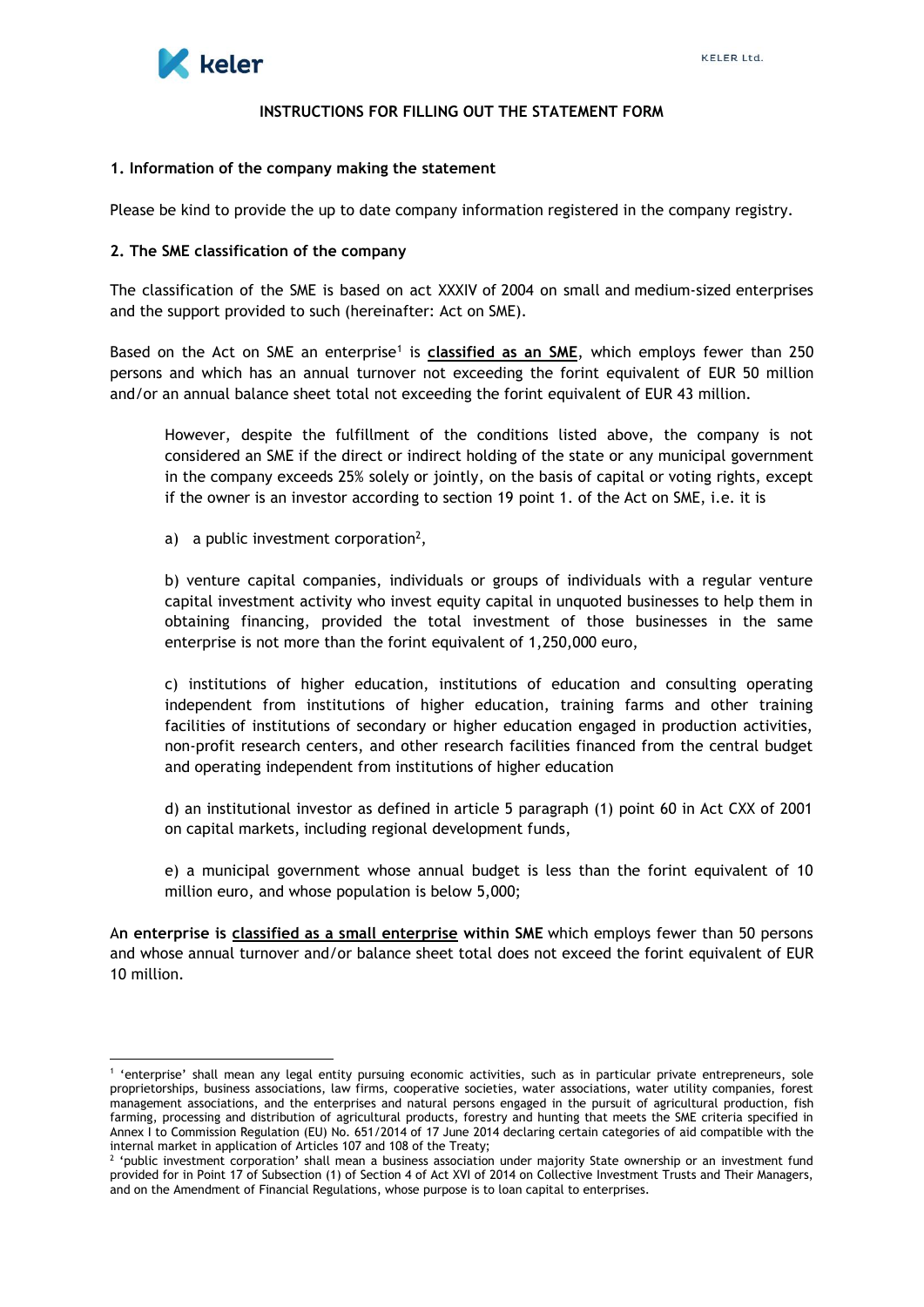## INSTRUCTIONS FOR FILLING OUT THE STATEMENT FORM

### 1. Information of the company making the statement

Please be kind to provide the up to date company information registered in the company registry.

### 2. The SME classification of the company

The classification of the SME is based on act XXXIV of 2004 on small and medium-sized enterprises and the support provided to such (hereinafter: Act on SME).

Based on the Act on SME an enterprise[1] is **classified as an SME**, which employs fewer than 250 persons and which has an annual turnover not exceeding the forint equivalent of EUR 50 million and/or an annual balance sheet total not exceeding the forint equivalent of EUR 43 million.

> However, despite the fulfillment of the conditions listed above, the company is not considered an SME if the direct or indirect holding of the state or any municipal government in the company exceeds 25% solely or jointly, on the basis of capital or voting rights, except if the owner is an investor according to section 19 point 1. of the Act on SME, i.e. it is
>
> a) a public investment corporation[2],
>
> b) venture capital companies, individuals or groups of individuals with a regular venture capital investment activity who invest equity capital in unquoted businesses to help them in obtaining financing, provided the total investment of those businesses in the same enterprise is not more than the forint equivalent of 1,250,000 euro,
>
> c) institutions of higher education, institutions of education and consulting operating independent from institutions of higher education, training farms and other training facilities of institutions of secondary or higher education engaged in production activities, non-profit research centers, and other research facilities financed from the central budget and operating independent from institutions of higher education
>
> d) an institutional investor as defined in article 5 paragraph (1) point 60 in Act CXX of 2001 on capital markets, including regional development funds,
>
> e) a municipal government whose annual budget is less than the forint equivalent of 10 million euro, and whose population is below 5,000;

A**n enterprise is classified as a small enterprise within SME** which employs fewer than 50 persons and whose annual turnover and/or balance sheet total does not exceed the forint equivalent of EUR 10 million.

---

[1] 'enterprise' shall mean any legal entity pursuing economic activities, such as in particular private entrepreneurs, sole proprietorships, business associations, law firms, cooperative societies, water associations, water utility companies, forest management associations, and the enterprises and natural persons engaged in the pursuit of agricultural production, fish farming, processing and distribution of agricultural products, forestry and hunting that meets the SME criteria specified in Annex I to Commission Regulation (EU) No. 651/2014 of 17 June 2014 declaring certain categories of aid compatible with the internal market in application of Articles 107 and 108 of the Treaty;

[2] 'public investment corporation' shall mean a business association under majority State ownership or an investment fund provided for in Point 17 of Subsection (1) of Section 4 of Act XVI of 2014 on Collective Investment Trusts and Their Managers, and on the Amendment of Financial Regulations, whose purpose is to loan capital to enterprises.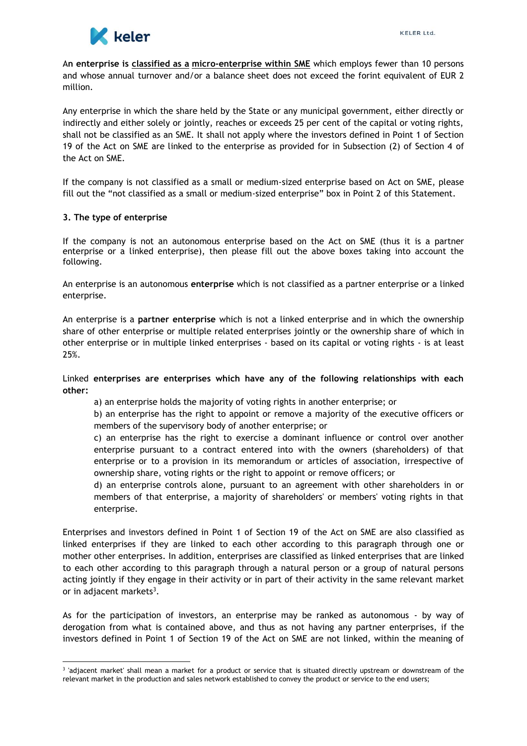An **enterprise is** classified as a micro-enterprise within SME which employs fewer than 10 persons and whose annual turnover and/or a balance sheet does not exceed the forint equivalent of EUR 2 million.

Any enterprise in which the share held by the State or any municipal government, either directly or indirectly and either solely or jointly, reaches or exceeds 25 per cent of the capital or voting rights, shall not be classified as an SME. It shall not apply where the investors defined in Point 1 of Section 19 of the Act on SME are linked to the enterprise as provided for in Subsection (2) of Section 4 of the Act on SME.

If the company is not classified as a small or medium-sized enterprise based on Act on SME, please fill out the “not classified as a small or medium-sized enterprise” box in Point 2 of this Statement.

**3. The type of enterprise**

If the company is not an autonomous enterprise based on the Act on SME (thus it is a partner enterprise or a linked enterprise), then please fill out the above boxes taking into account the following.

An enterprise is an autonomous **enterprise** which is not classified as a partner enterprise or a linked enterprise.

An enterprise is a **partner enterprise** which is not a linked enterprise and in which the ownership share of other enterprise or multiple related enterprises jointly or the ownership share of which in other enterprise or in multiple linked enterprises - based on its capital or voting rights - is at least 25%.

Linked **enterprises are enterprises which have any of the following relationships with each other:**

a) an enterprise holds the majority of voting rights in another enterprise; or

b) an enterprise has the right to appoint or remove a majority of the executive officers or members of the supervisory body of another enterprise; or

c) an enterprise has the right to exercise a dominant influence or control over another enterprise pursuant to a contract entered into with the owners (shareholders) of that enterprise or to a provision in its memorandum or articles of association, irrespective of ownership share, voting rights or the right to appoint or remove officers; or

d) an enterprise controls alone, pursuant to an agreement with other shareholders in or members of that enterprise, a majority of shareholders' or members' voting rights in that enterprise.

Enterprises and investors defined in Point 1 of Section 19 of the Act on SME are also classified as linked enterprises if they are linked to each other according to this paragraph through one or mother other enterprises. In addition, enterprises are classified as linked enterprises that are linked to each other according to this paragraph through a natural person or a group of natural persons acting jointly if they engage in their activity or in part of their activity in the same relevant market or in adjacent markets[3].

As for the participation of investors, an enterprise may be ranked as autonomous - by way of derogation from what is contained above, and thus as not having any partner enterprises, if the investors defined in Point 1 of Section 19 of the Act on SME are not linked, within the meaning of

[3] 'adjacent market' shall mean a market for a product or service that is situated directly upstream or downstream of the relevant market in the production and sales network established to convey the product or service to the end users;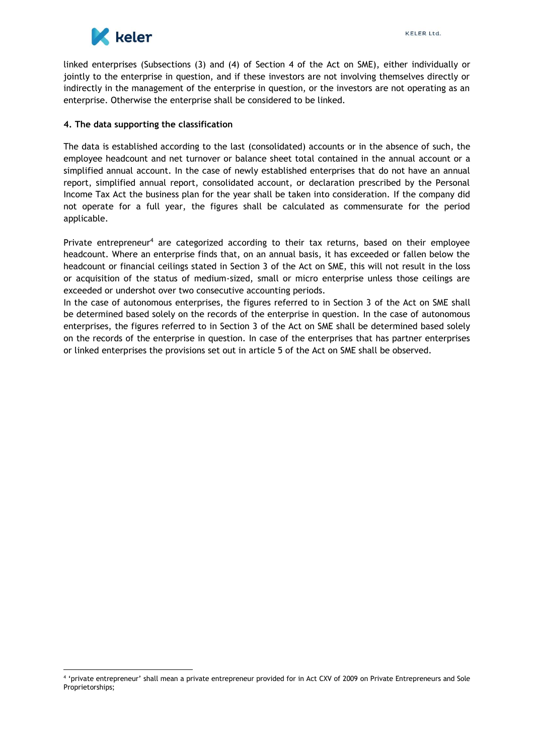linked enterprises (Subsections (3) and (4) of Section 4 of the Act on SME), either individually or jointly to the enterprise in question, and if these investors are not involving themselves directly or indirectly in the management of the enterprise in question, or the investors are not operating as an enterprise. Otherwise the enterprise shall be considered to be linked.

**4. The data supporting the classification**

The data is established according to the last (consolidated) accounts or in the absence of such, the employee headcount and net turnover or balance sheet total contained in the annual account or a simplified annual account. In the case of newly established enterprises that do not have an annual report, simplified annual report, consolidated account, or declaration prescribed by the Personal Income Tax Act the business plan for the year shall be taken into consideration. If the company did not operate for a full year, the figures shall be calculated as commensurate for the period applicable.

Private entrepreneur[4] are categorized according to their tax returns, based on their employee headcount. Where an enterprise finds that, on an annual basis, it has exceeded or fallen below the headcount or financial ceilings stated in Section 3 of the Act on SME, this will not result in the loss or acquisition of the status of medium-sized, small or micro enterprise unless those ceilings are exceeded or undershot over two consecutive accounting periods.
In the case of autonomous enterprises, the figures referred to in Section 3 of the Act on SME shall be determined based solely on the records of the enterprise in question. In the case of autonomous enterprises, the figures referred to in Section 3 of the Act on SME shall be determined based solely on the records of the enterprise in question. In case of the enterprises that has partner enterprises or linked enterprises the provisions set out in article 5 of the Act on SME shall be observed.

[4] 'private entrepreneur' shall mean a private entrepreneur provided for in Act CXV of 2009 on Private Entrepreneurs and Sole Proprietorships;